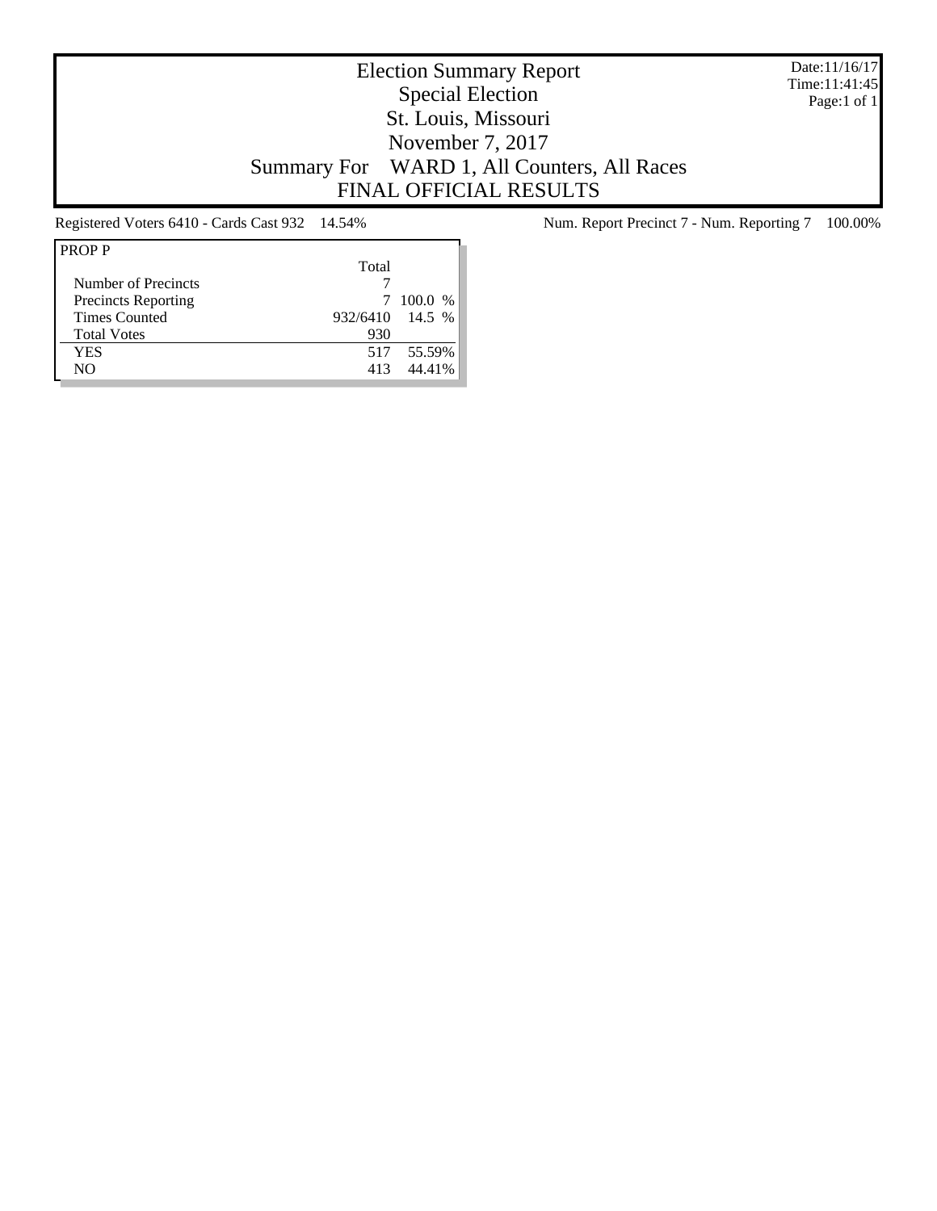# Election Summary Report
## Special Election
## St. Louis, Missouri
## November 7, 2017
## Summary For WARD 1, All Counters, All Races
## FINAL OFFICIAL RESULTS

Date:11/16/17
Time:11:41:45
Page:1 of 1

Registered Voters 6410 - Cards Cast 932 14.54%

Num. Report Precinct 7 - Num. Reporting 7 100.00%

| PROP P | Total | |
|---|---|---|
| Number of Precincts | 7 | |
| Precincts Reporting | 7 | 100.0 % |
| Times Counted | 932/6410 | 14.5 % |
| Total Votes | 930 | |
| YES | 517 | 55.59% |
| NO | 413 | 44.41% |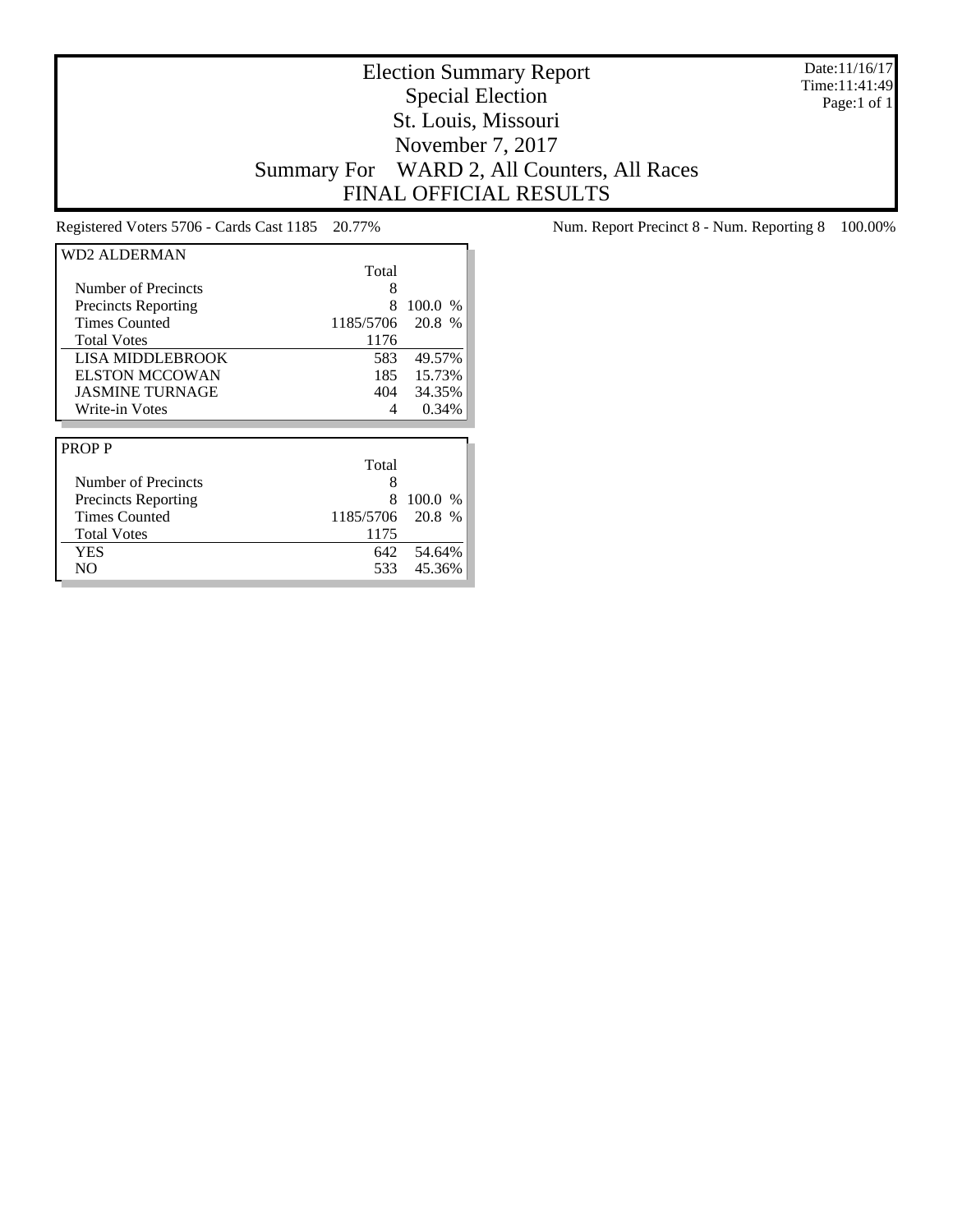# Election Summary Report
## Special Election
## St. Louis, Missouri
## November 7, 2017
## Summary For WARD 2, All Counters, All Races
## FINAL OFFICIAL RESULTS

Date:11/16/17
Time:11:41:49
Page:1 of 1

Registered Voters 5706 - Cards Cast 1185 20.77%

Num. Report Precinct 8 - Num. Reporting 8 100.00%

| WD2 ALDERMAN | Total | |
|---|---|---|
| Number of Precincts | 8 | |
| Precincts Reporting | 8 | 100.0 % |
| Times Counted | 1185/5706 | 20.8 % |
| Total Votes | 1176 | |
| LISA MIDDLEBROOK | 583 | 49.57% |
| ELSTON MCCOWAN | 185 | 15.73% |
| JASMINE TURNAGE | 404 | 34.35% |
| Write-in Votes | 4 | 0.34% |

| PROP P | Total | |
|---|---|---|
| Number of Precincts | 8 | |
| Precincts Reporting | 8 | 100.0 % |
| Times Counted | 1185/5706 | 20.8 % |
| Total Votes | 1175 | |
| YES | 642 | 54.64% |
| NO | 533 | 45.36% |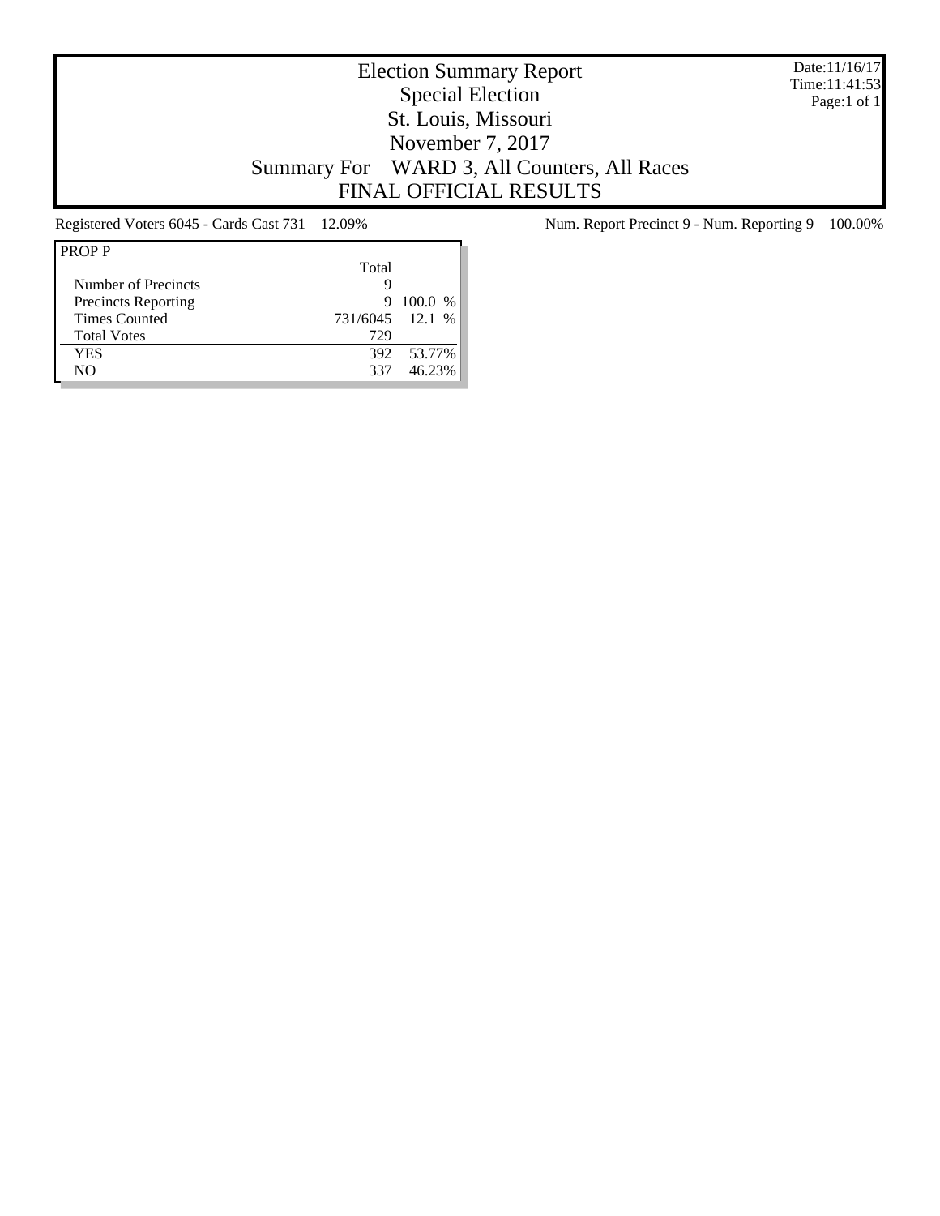# Election Summary Report
## Special Election
## St. Louis, Missouri
## November 7, 2017
## Summary For WARD 3, All Counters, All Races
## FINAL OFFICIAL RESULTS

Date:11/16/17
Time:11:41:53
Page:1 of 1

Registered Voters 6045 - Cards Cast 731 12.09%

Num. Report Precinct 9 - Num. Reporting 9 100.00%

| PROP P | Total | |
|---|---|---|
| Number of Precincts | 9 | |
| Precincts Reporting | 9 | 100.0 % |
| Times Counted | 731/6045 | 12.1 % |
| Total Votes | 729 | |
| YES | 392 | 53.77% |
| NO | 337 | 46.23% |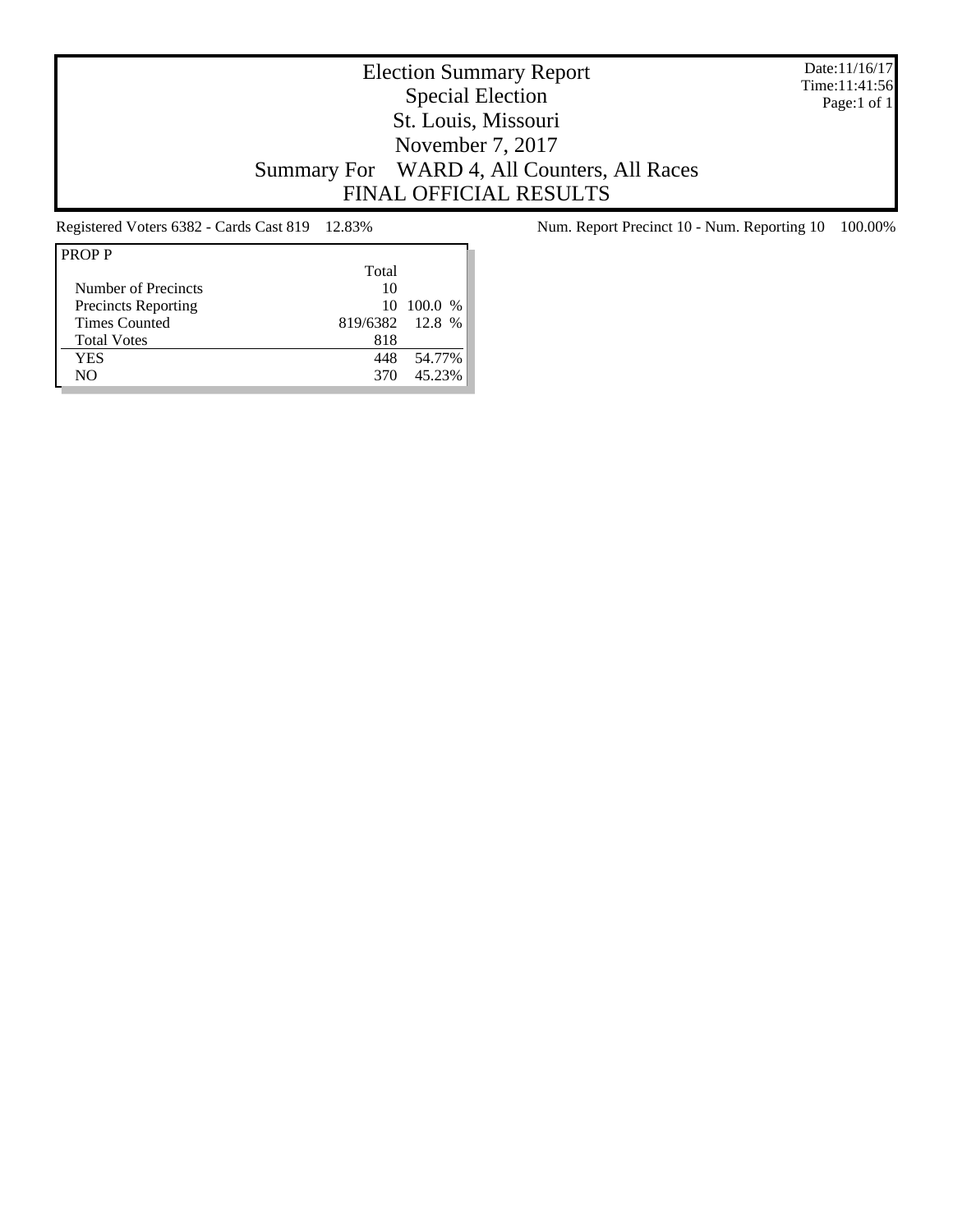# Election Summary Report
## Special Election
## St. Louis, Missouri
## November 7, 2017
## Summary For WARD 4, All Counters, All Races
## FINAL OFFICIAL RESULTS

Date:11/16/17
Time:11:41:56
Page:1 of 1

Registered Voters 6382 - Cards Cast 819 12.83%

Num. Report Precinct 10 - Num. Reporting 10 100.00%

| PROP P | Total | |
|---|---|---|
| Number of Precincts | 10 | |
| Precincts Reporting | 10 | 100.0 % |
| Times Counted | 819/6382 | 12.8 % |
| Total Votes | 818 | |
| YES | 448 | 54.77% |
| NO | 370 | 45.23% |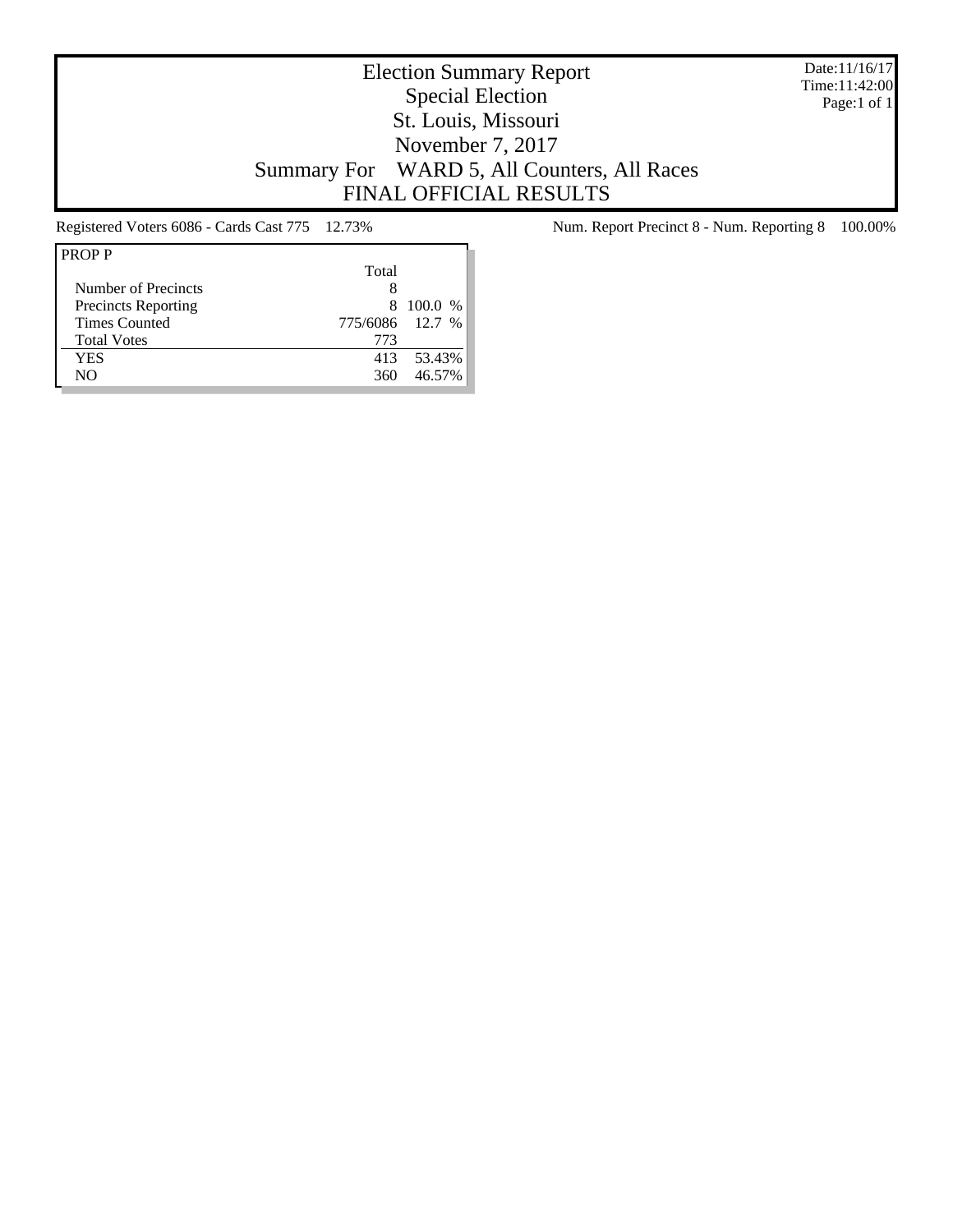# Election Summary Report

## Special Election

## St. Louis, Missouri

## November 7, 2017

## Summary For WARD 5, All Counters, All Races

## FINAL OFFICIAL RESULTS

Date:11/16/17
Time:11:42:00
Page:1 of 1

Registered Voters 6086 - Cards Cast 775 12.73%

Num. Report Precinct 8 - Num. Reporting 8 100.00%

| PROP P | Total | |
|---|---|---|
| Number of Precincts | 8 | |
| Precincts Reporting | 8 | 100.0 % |
| Times Counted | 775/6086 | 12.7 % |
| Total Votes | 773 | |
| YES | 413 | 53.43% |
| NO | 360 | 46.57% |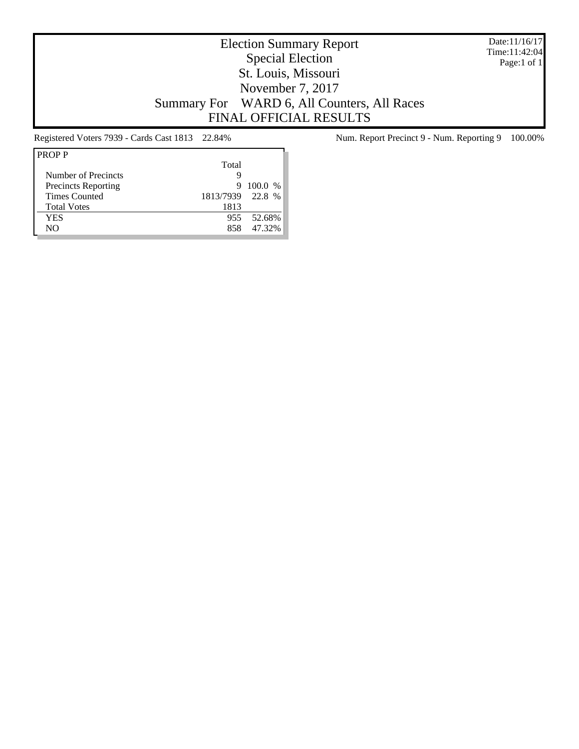# Election Summary Report

## Special Election

## St. Louis, Missouri

## November 7, 2017

## Summary For WARD 6, All Counters, All Races

## FINAL OFFICIAL RESULTS

Date:11/16/17
Time:11:42:04
Page:1 of 1

Registered Voters 7939 - Cards Cast 1813 22.84%

Num. Report Precinct 9 - Num. Reporting 9 100.00%

| PROP P | Total | |
|---|---|---|
| Number of Precincts | 9 | |
| Precincts Reporting | 9 | 100.0 % |
| Times Counted | 1813/7939 | 22.8 % |
| Total Votes | 1813 | |
| YES | 955 | 52.68% |
| NO | 858 | 47.32% |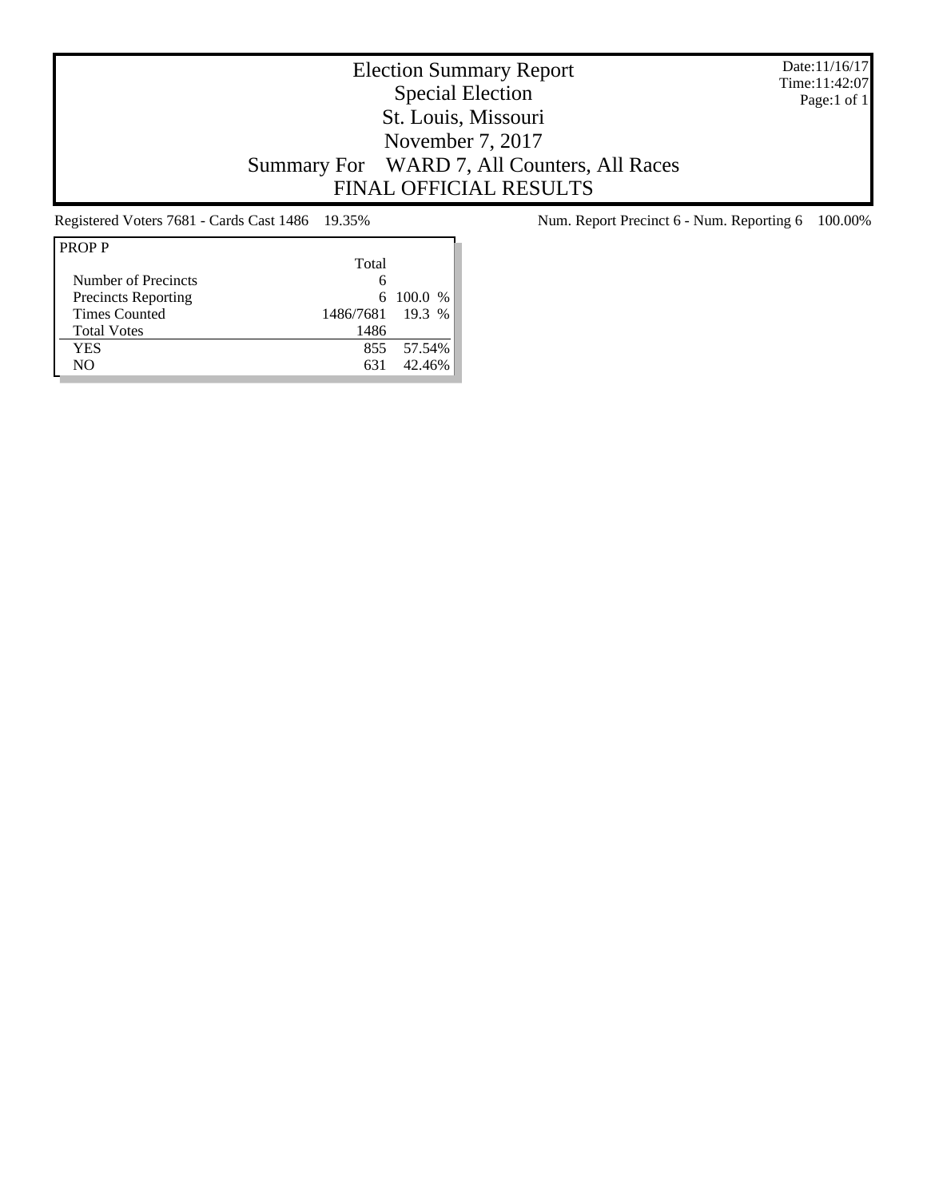# Election Summary Report
## Special Election
## St. Louis, Missouri
## November 7, 2017
## Summary For WARD 7, All Counters, All Races
## FINAL OFFICIAL RESULTS

Date:11/16/17
Time:11:42:07

Registered Voters 7681 - Cards Cast 1486 19.35%

Num. Report Precinct 6 - Num. Reporting 6 100.00%

| PROP P | Total | |
|---|---|---|
| Number of Precincts | 6 | |
| Precincts Reporting | 6 | 100.0 % |
| Times Counted | 1486/7681 | 19.3 % |
| Total Votes | 1486 | |
| YES | 855 | 57.54% |
| NO | 631 | 42.46% |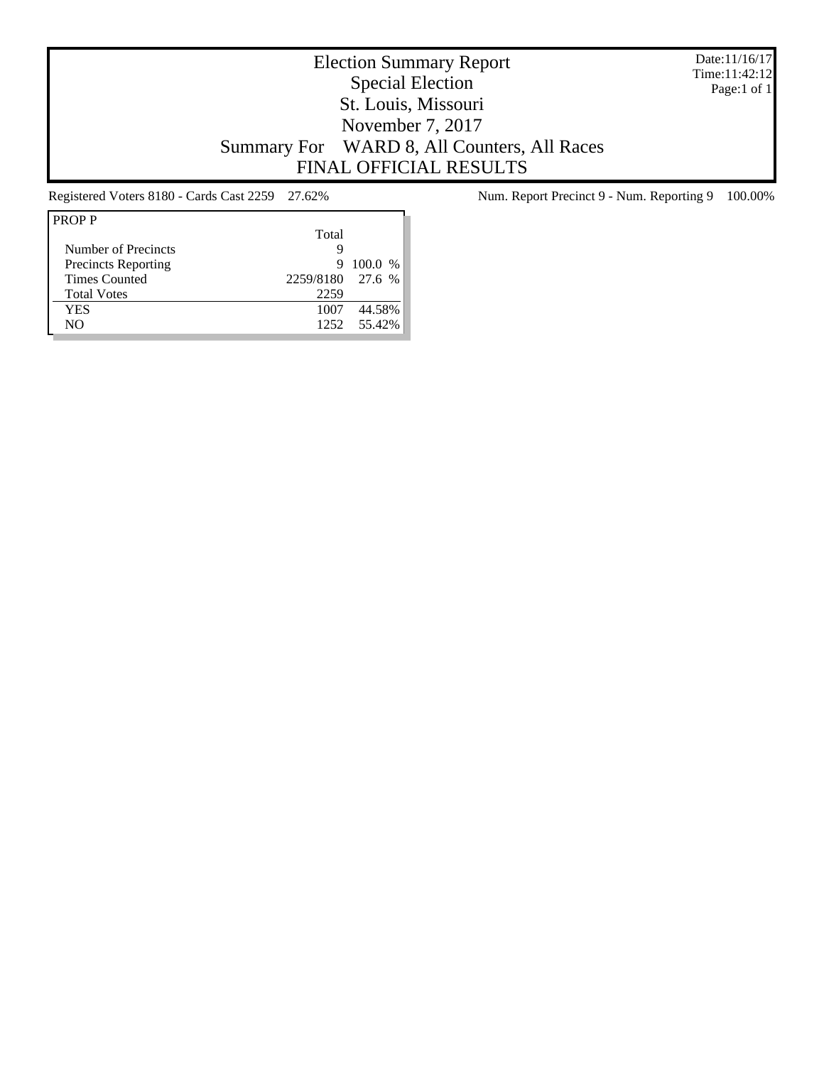# Election Summary Report
## Special Election
## St. Louis, Missouri
## November 7, 2017
## Summary For WARD 8, All Counters, All Races
## FINAL OFFICIAL RESULTS

Date:11/16/17
Time:11:42:12
Page:1 of 1

Registered Voters 8180 - Cards Cast 2259 27.62%

Num. Report Precinct 9 - Num. Reporting 9 100.00%

| PROP P | Total | |
|---|---|---|
| Number of Precincts | 9 | |
| Precincts Reporting | 9 | 100.0 % |
| Times Counted | 2259/8180 | 27.6 % |
| Total Votes | 2259 | |
| YES | 1007 | 44.58% |
| NO | 1252 | 55.42% |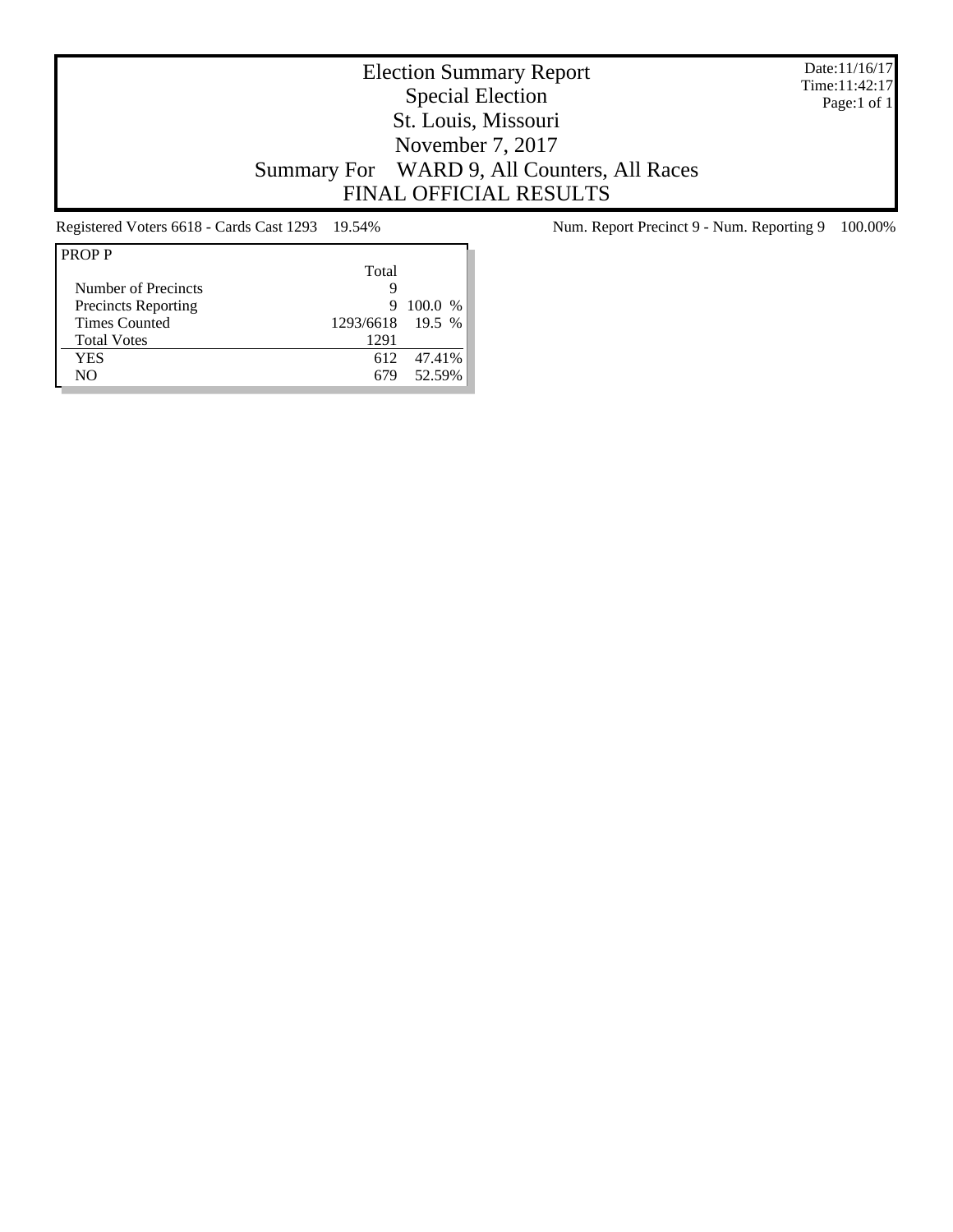# Election Summary Report
## Special Election
## St. Louis, Missouri
## November 7, 2017
## Summary For WARD 9, All Counters, All Races
## FINAL OFFICIAL RESULTS

Date:11/16/17
Time:11:42:17

Registered Voters 6618 - Cards Cast 1293 19.54%

Num. Report Precinct 9 - Num. Reporting 9 100.00%

| PROP P | Total | |
|---|---|---|
| Number of Precincts | 9 | |
| Precincts Reporting | 9 | 100.0 % |
| Times Counted | 1293/6618 | 19.5 % |
| Total Votes | 1291 | |
| YES | 612 | 47.41% |
| NO | 679 | 52.59% |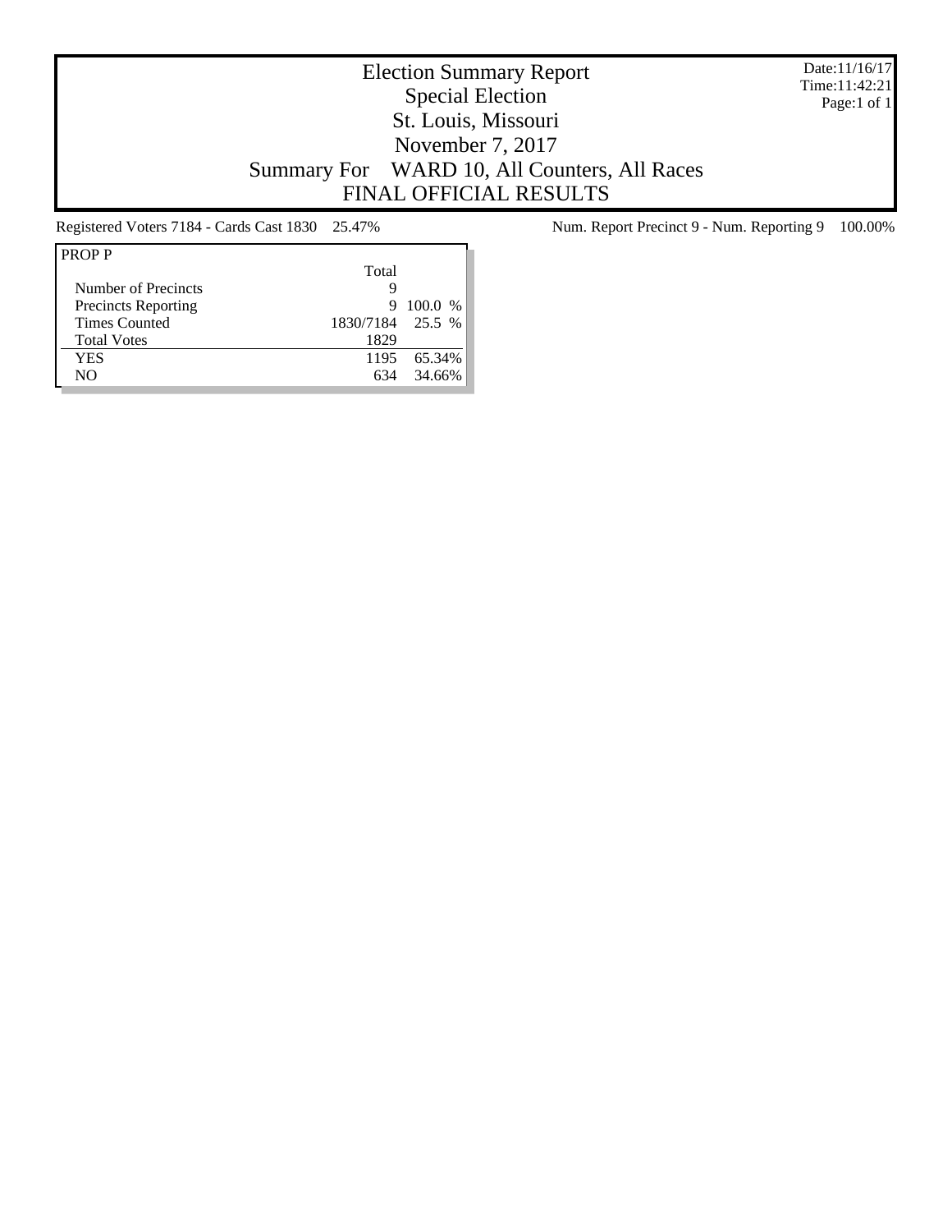# Election Summary Report

Special Election
St. Louis, Missouri
November 7, 2017
Summary For WARD 10, All Counters, All Races
FINAL OFFICIAL RESULTS

Date:11/16/17
Time:11:42:21

Registered Voters 7184 - Cards Cast 1830 25.47%

Num. Report Precinct 9 - Num. Reporting 9 100.00%

| PROP P | Total | |
|---|---|---|
| Number of Precincts | 9 | |
| Precincts Reporting | 9 | 100.0 % |
| Times Counted | 1830/7184 | 25.5 % |
| Total Votes | 1829 | |
| YES | 1195 | 65.34% |
| NO | 634 | 34.66% |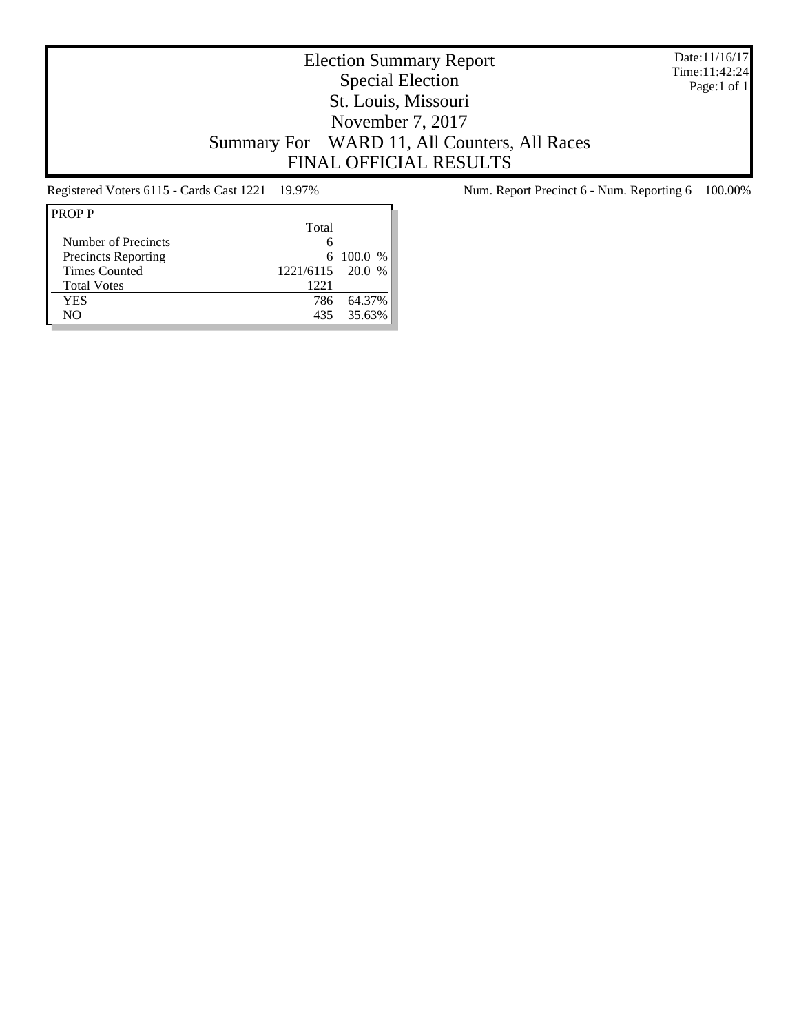# Election Summary Report
## Special Election
## St. Louis, Missouri
## November 7, 2017
## Summary For WARD 11, All Counters, All Races
## FINAL OFFICIAL RESULTS

Date:11/16/17
Time:11:42:24
Page:1 of 1

Registered Voters 6115 - Cards Cast 1221 19.97%

Num. Report Precinct 6 - Num. Reporting 6 100.00%

| PROP P | Total | |
|---|---|---|
| Number of Precincts | 6 | |
| Precincts Reporting | 6 | 100.0 % |
| Times Counted | 1221/6115 | 20.0 % |
| Total Votes | 1221 | |
| YES | 786 | 64.37% |
| NO | 435 | 35.63% |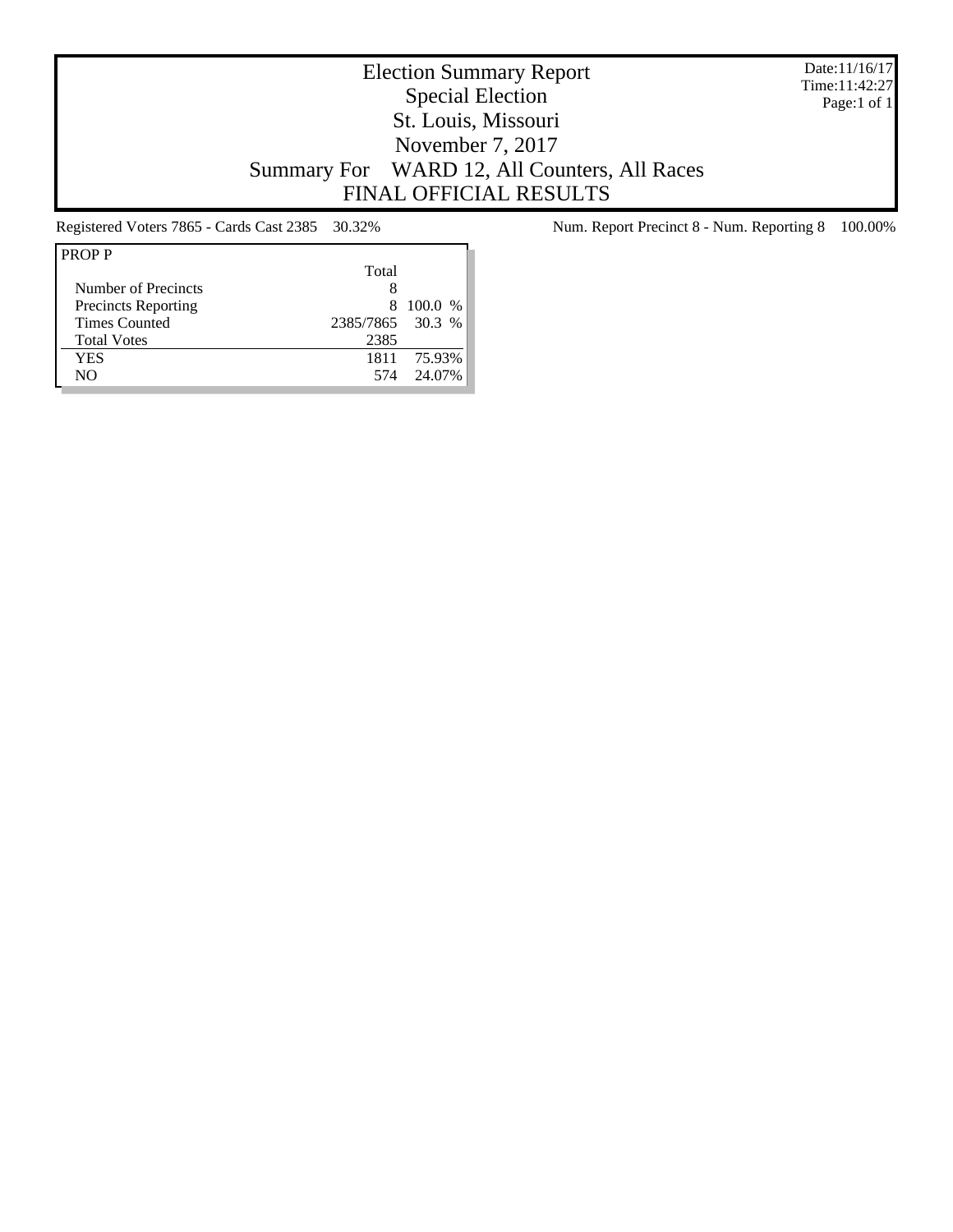# Election Summary Report

## Special Election

## St. Louis, Missouri

## November 7, 2017

## Summary For WARD 12, All Counters, All Races

## FINAL OFFICIAL RESULTS

Date:11/16/17
Time:11:42:27
Page:1 of 1

Registered Voters 7865 - Cards Cast 2385 30.32%

Num. Report Precinct 8 - Num. Reporting 8 100.00%

| PROP P | Total | |
|---|---|---|
| Number of Precincts | 8 | |
| Precincts Reporting | 8 | 100.0 % |
| Times Counted | 2385/7865 | 30.3 % |
| Total Votes | 2385 | |
| YES | 1811 | 75.93% |
| NO | 574 | 24.07% |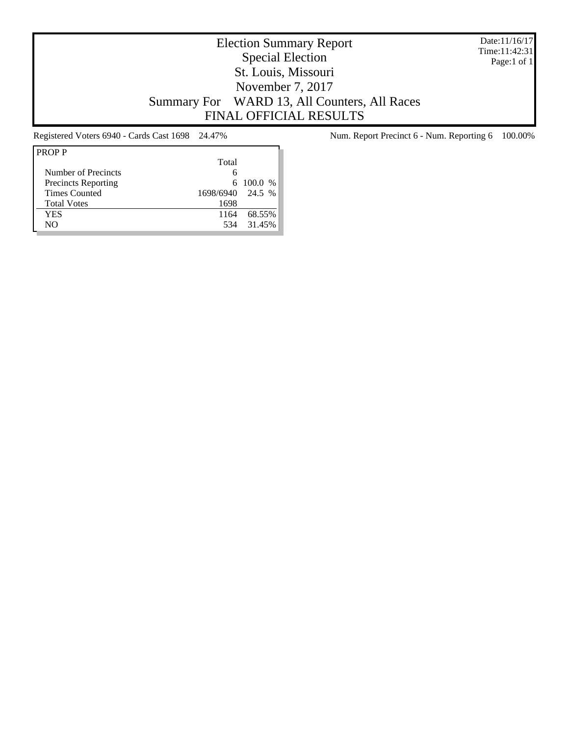# Election Summary Report
## Special Election
## St. Louis, Missouri
## November 7, 2017
## Summary For WARD 13, All Counters, All Races
## FINAL OFFICIAL RESULTS

Date:11/16/17
Time:11:42:31
Page:1 of 1

Registered Voters 6940 - Cards Cast 1698 24.47%

Num. Report Precinct 6 - Num. Reporting 6 100.00%

| PROP P | Total | |
|---|---|---|
| Number of Precincts | 6 | |
| Precincts Reporting | 6 | 100.0 % |
| Times Counted | 1698/6940 | 24.5 % |
| Total Votes | 1698 | |
| YES | 1164 | 68.55% |
| NO | 534 | 31.45% |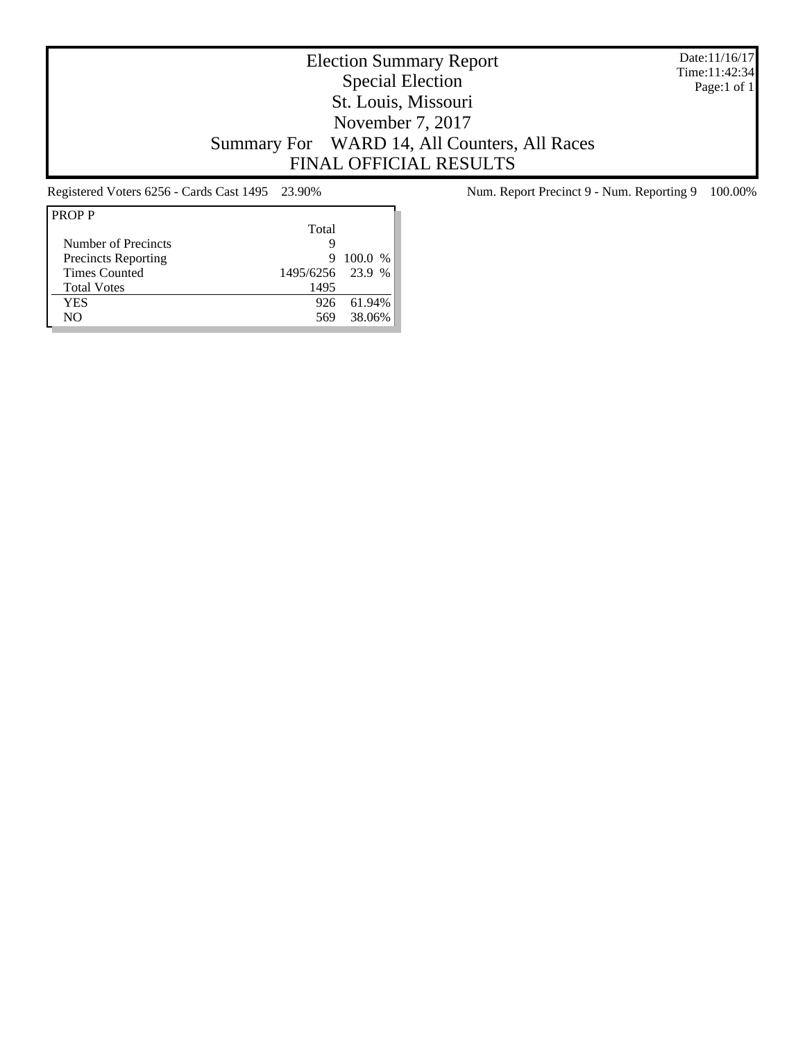# Election Summary Report
## Special Election
## St. Louis, Missouri
## November 7, 2017
## Summary For WARD 14, All Counters, All Races
## FINAL OFFICIAL RESULTS

Date:11/16/17
Time:11:42:34

Registered Voters 6256 - Cards Cast 1495 23.90%

Num. Report Precinct 9 - Num. Reporting 9 100.00%

| PROP P | Total | |
|---|---|---|
| Number of Precincts | 9 | |
| Precincts Reporting | 9 | 100.0 % |
| Times Counted | 1495/6256 | 23.9 % |
| Total Votes | 1495 | |
| YES | 926 | 61.94% |
| NO | 569 | 38.06% |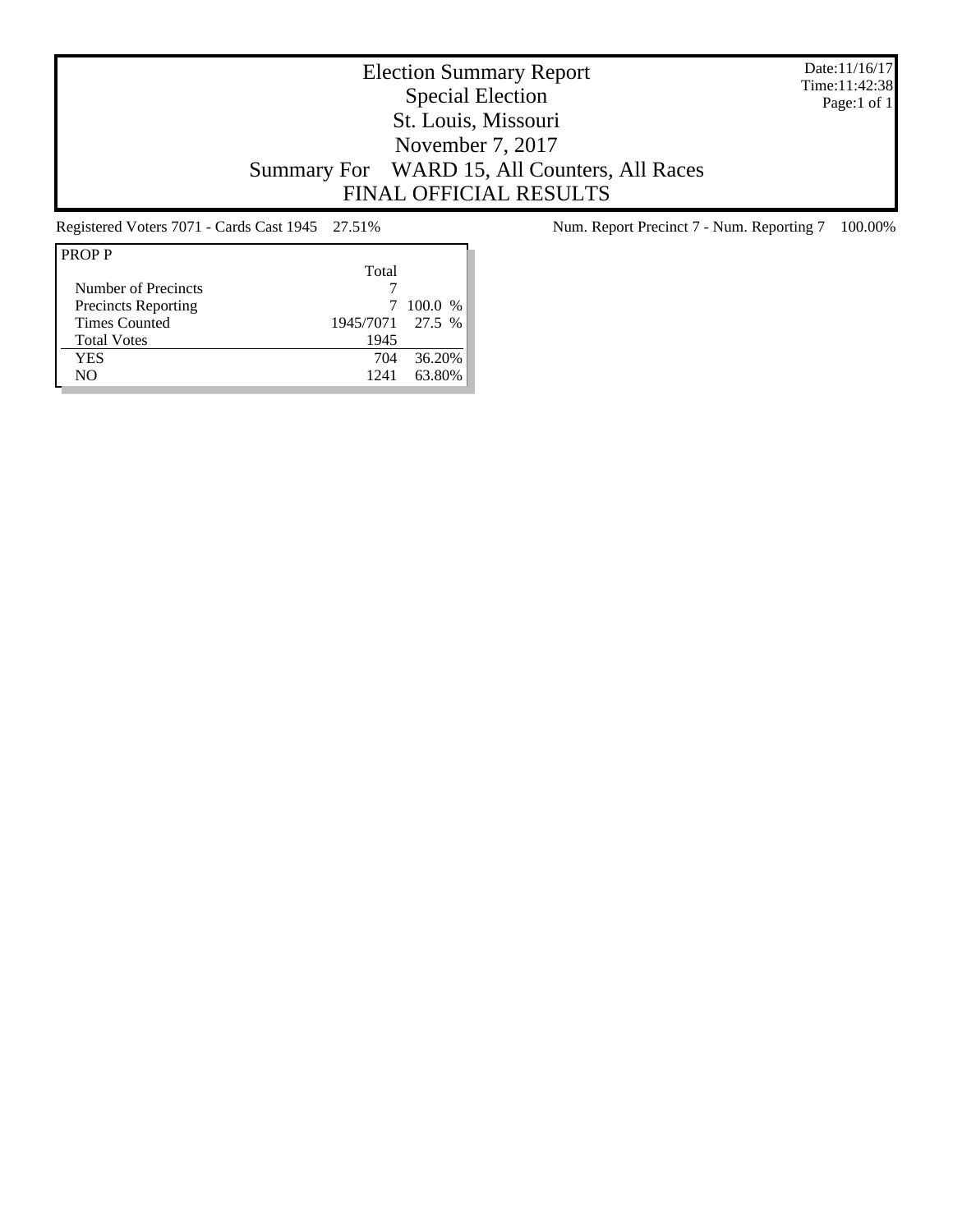# Election Summary Report
## Special Election
## St. Louis, Missouri
## November 7, 2017
## Summary For WARD 15, All Counters, All Races
## FINAL OFFICIAL RESULTS

Date:11/16/17
Time:11:42:38

Registered Voters 7071 - Cards Cast 1945 27.51%

Num. Report Precinct 7 - Num. Reporting 7 100.00%

| PROP P | Total | |
|---|---|---|
| Number of Precincts | 7 | |
| Precincts Reporting | 7 | 100.0 % |
| Times Counted | 1945/7071 | 27.5 % |
| Total Votes | 1945 | |
| YES | 704 | 36.20% |
| NO | 1241 | 63.80% |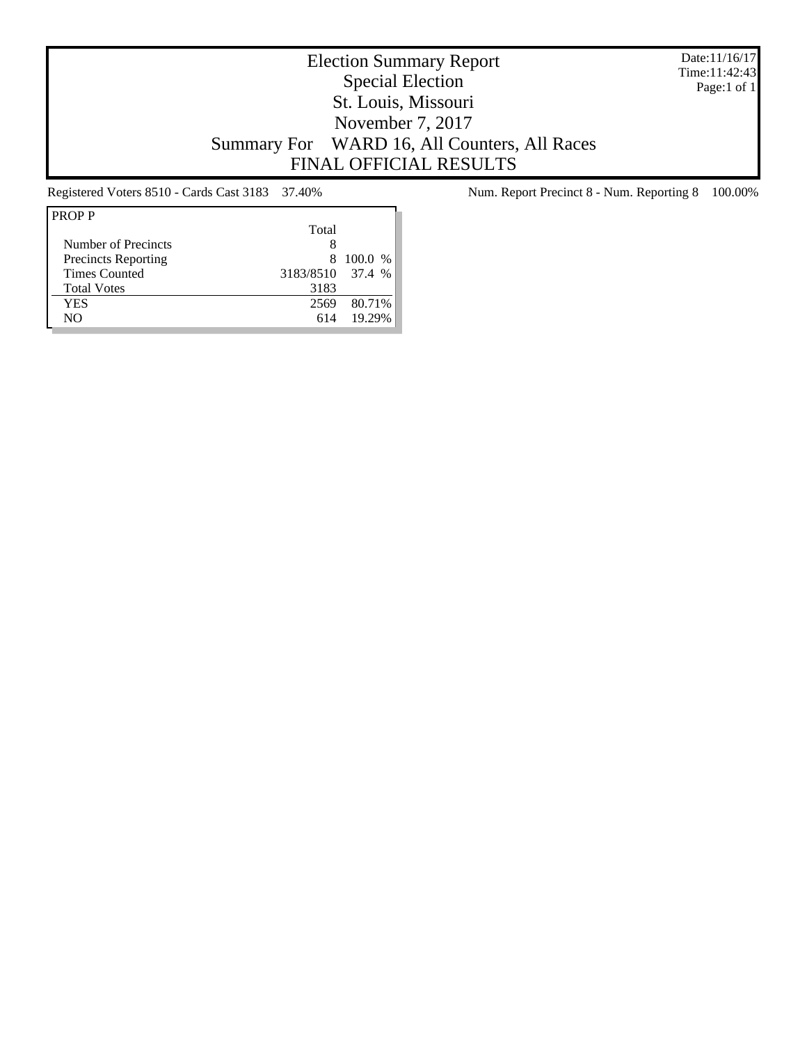# Election Summary Report
## Special Election
## St. Louis, Missouri
## November 7, 2017
## Summary For WARD 16, All Counters, All Races
## FINAL OFFICIAL RESULTS

Date:11/16/17
Time:11:42:43
Page:1 of 1

Registered Voters 8510 - Cards Cast 3183 37.40%

Num. Report Precinct 8 - Num. Reporting 8 100.00%

| PROP P | Total | |
|---|---|---|
| Number of Precincts | 8 | |
| Precincts Reporting | 8 | 100.0 % |
| Times Counted | 3183/8510 | 37.4 % |
| Total Votes | 3183 | |
| YES | 2569 | 80.71% |
| NO | 614 | 19.29% |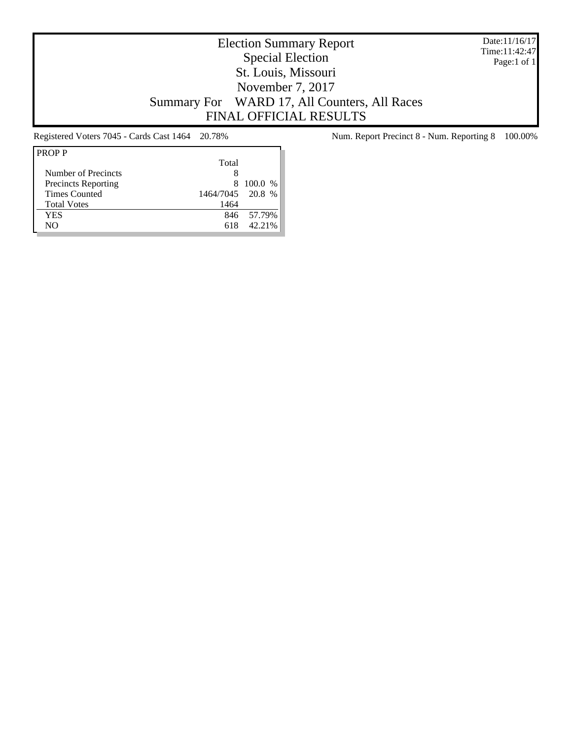# Election Summary Report
## Special Election
## St. Louis, Missouri
## November 7, 2017
## Summary For WARD 17, All Counters, All Races
## FINAL OFFICIAL RESULTS

Date:11/16/17
Time:11:42:47
Page:1 of 1

Registered Voters 7045 - Cards Cast 1464 20.78%

Num. Report Precinct 8 - Num. Reporting 8 100.00%

**PROP P**

| | Total | |
|---|---|---|
| Number of Precincts | 8 | |
| Precincts Reporting | 8 | 100.0 % |
| Times Counted | 1464/7045 | 20.8 % |
| Total Votes | 1464 | |
| YES | 846 | 57.79% |
| NO | 618 | 42.21% |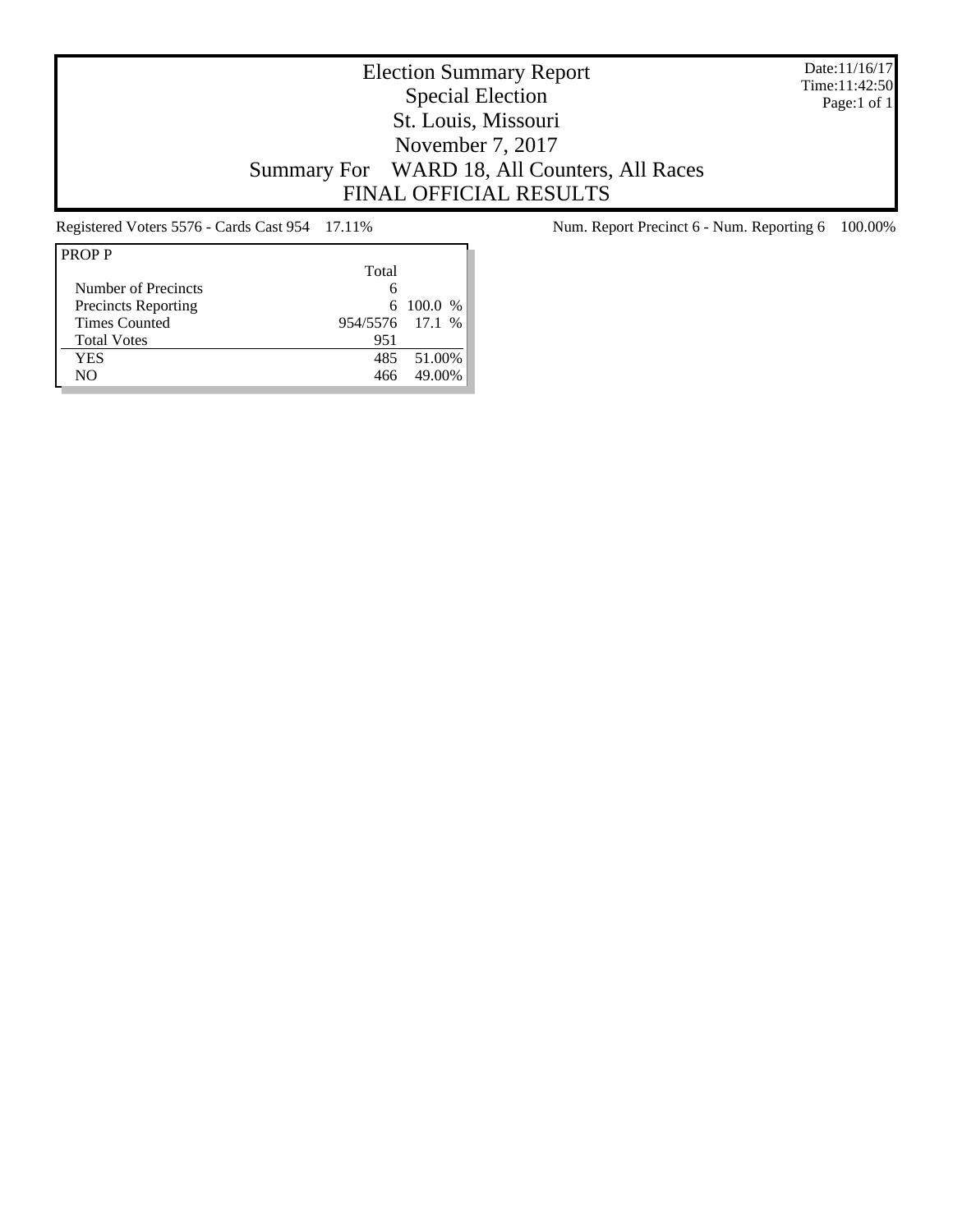# Election Summary Report
## Special Election
## St. Louis, Missouri
## November 7, 2017
## Summary For WARD 18, All Counters, All Races
## FINAL OFFICIAL RESULTS

Date:11/16/17
Time:11:42:50
Page:1 of 1

Registered Voters 5576 - Cards Cast 954 17.11%

Num. Report Precinct 6 - Num. Reporting 6 100.00%

| PROP P | Total | |
|---|---|---|
| Number of Precincts | 6 | |
| Precincts Reporting | 6 | 100.0 % |
| Times Counted | 954/5576 | 17.1 % |
| Total Votes | 951 | |
| YES | 485 | 51.00% |
| NO | 466 | 49.00% |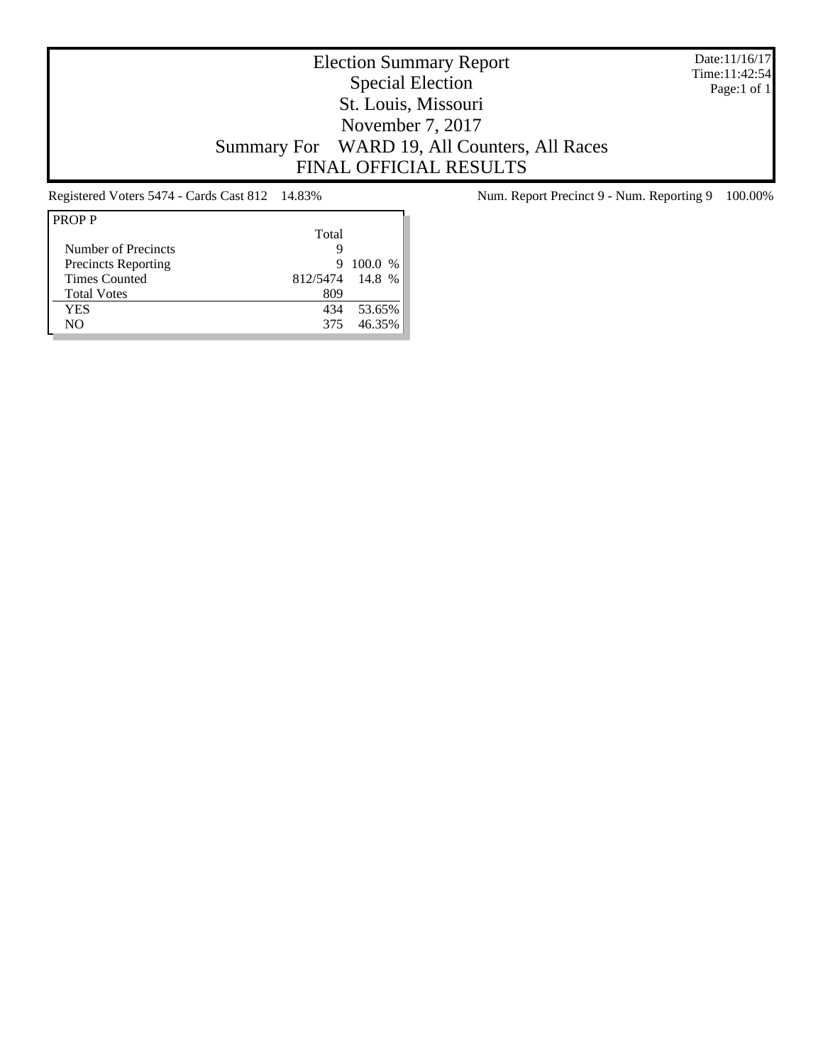# Election Summary Report
## Special Election
## St. Louis, Missouri
## November 7, 2017
## Summary For WARD 19, All Counters, All Races
## FINAL OFFICIAL RESULTS

Date:11/16/17
Time:11:42:54

Registered Voters 5474 - Cards Cast 812 14.83%

Num. Report Precinct 9 - Num. Reporting 9 100.00%

| PROP P | Total | |
|---|---|---|
| Number of Precincts | 9 | |
| Precincts Reporting | 9 | 100.0 % |
| Times Counted | 812/5474 | 14.8 % |
| Total Votes | 809 | |
| YES | 434 | 53.65% |
| NO | 375 | 46.35% |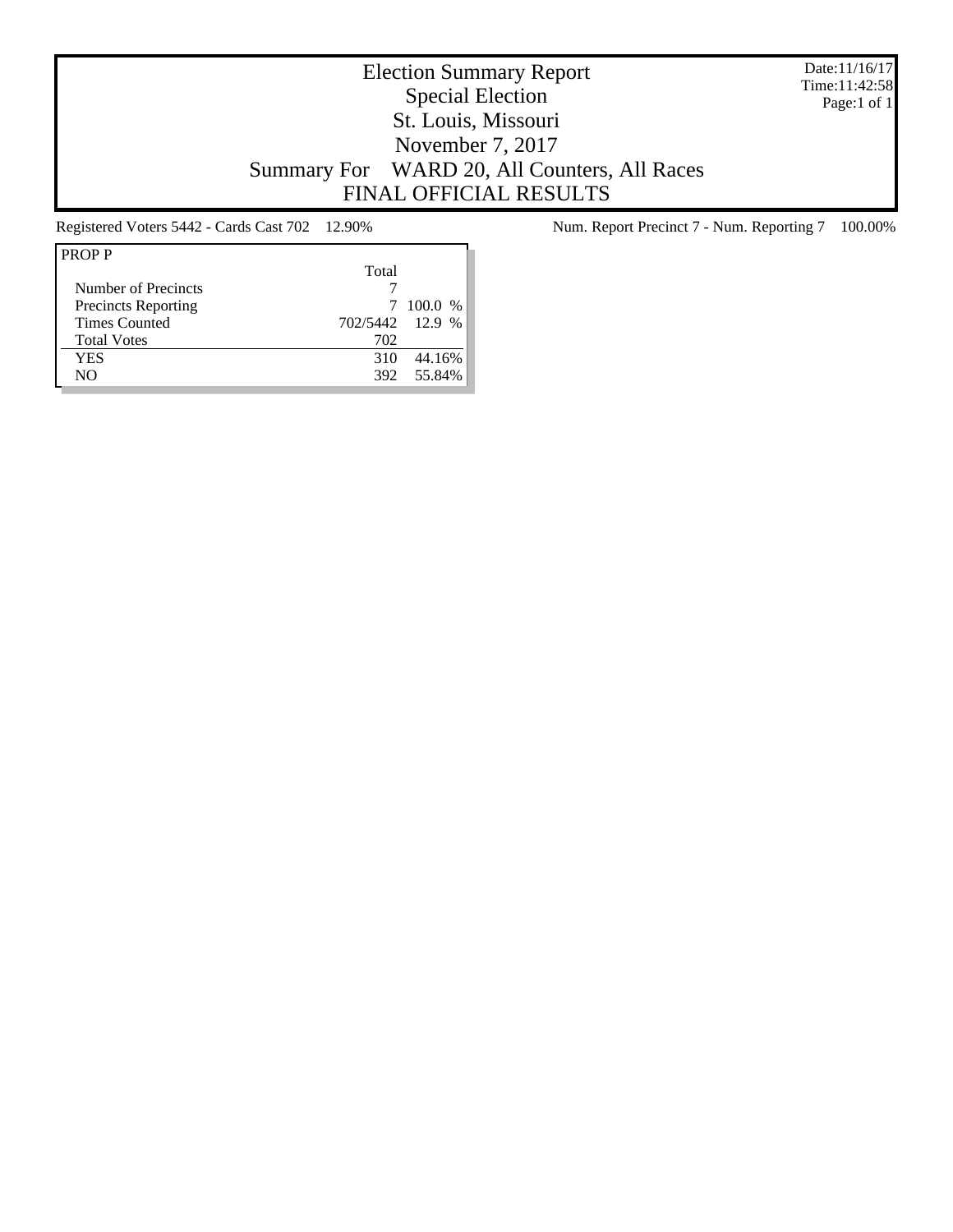# Election Summary Report

Special Election

St. Louis, Missouri

November 7, 2017

Summary For WARD 20, All Counters, All Races

FINAL OFFICIAL RESULTS

Date:11/16/17
Time:11:42:58

Registered Voters 5442 - Cards Cast 702 12.90%

Num. Report Precinct 7 - Num. Reporting 7 100.00%

| PROP P | Total | |
|---|---|---|
| Number of Precincts | 7 | |
| Precincts Reporting | 7 | 100.0 % |
| Times Counted | 702/5442 | 12.9 % |
| Total Votes | 702 | |
| YES | 310 | 44.16% |
| NO | 392 | 55.84% |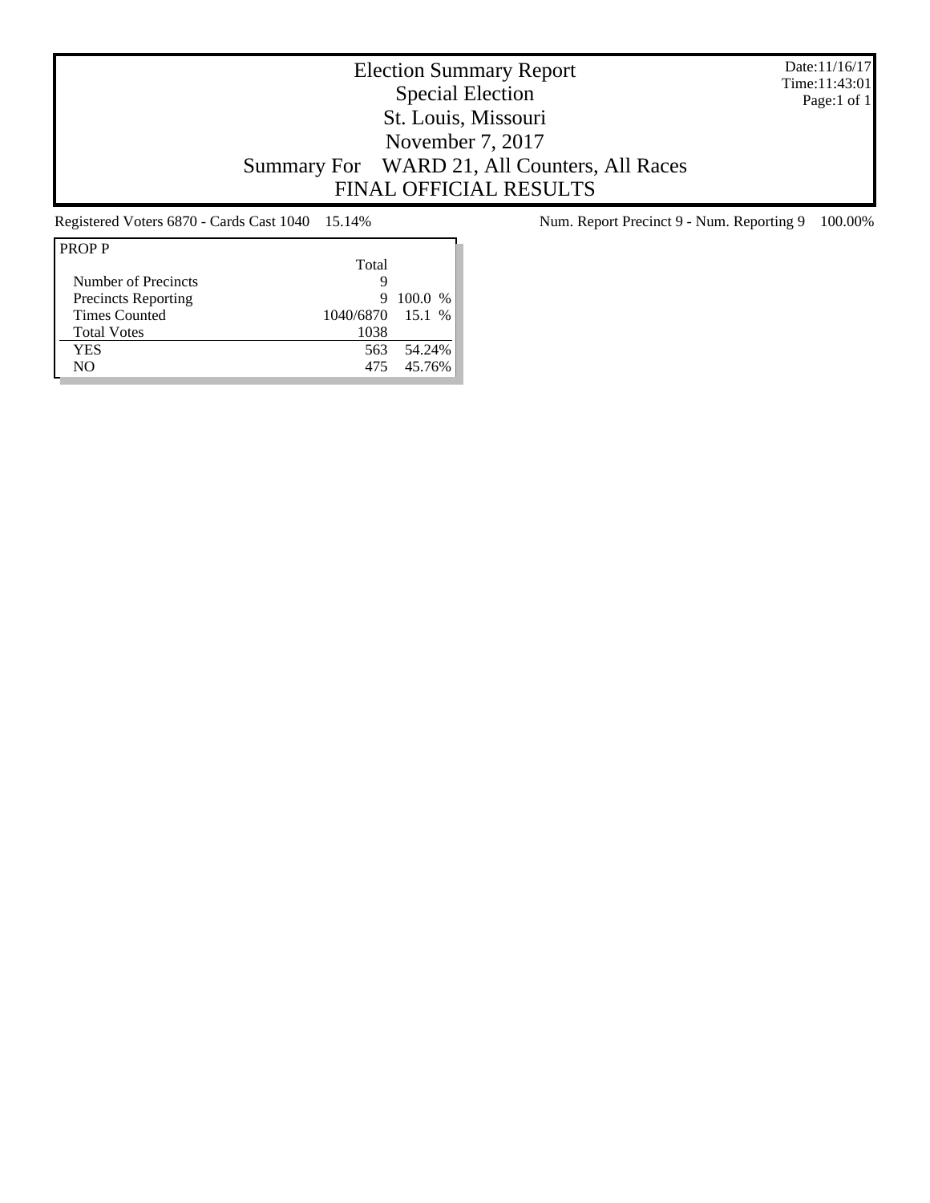# Election Summary Report

## Special Election

## St. Louis, Missouri

## November 7, 2017

## Summary For WARD 21, All Counters, All Races

## FINAL OFFICIAL RESULTS

Date:11/16/17
Time:11:43:01

Registered Voters 6870 - Cards Cast 1040 15.14%

Num. Report Precinct 9 - Num. Reporting 9 100.00%

| PROP P | Total | |
|---|---|---|
| Number of Precincts | 9 | |
| Precincts Reporting | 9 | 100.0 % |
| Times Counted | 1040/6870 | 15.1 % |
| Total Votes | 1038 | |
| YES | 563 | 54.24% |
| NO | 475 | 45.76% |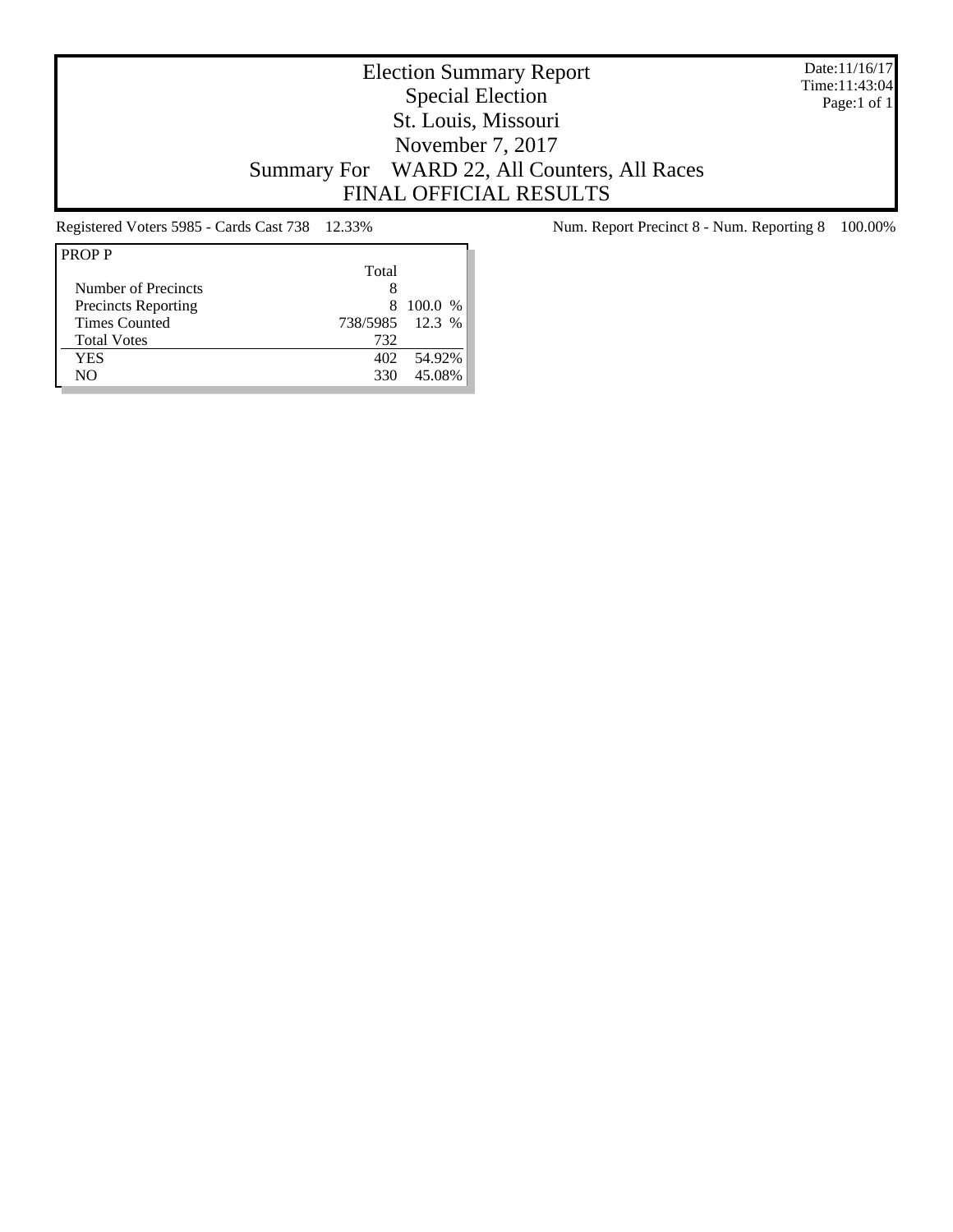# Election Summary Report
## Special Election
## St. Louis, Missouri
## November 7, 2017
## Summary For WARD 22, All Counters, All Races
## FINAL OFFICIAL RESULTS

Date:11/16/17
Time:11:43:04

Registered Voters 5985 - Cards Cast 738 12.33%

Num. Report Precinct 8 - Num. Reporting 8 100.00%

| PROP P | Total | |
|---|---|---|
| Number of Precincts | 8 | |
| Precincts Reporting | 8 | 100.0 % |
| Times Counted | 738/5985 | 12.3 % |
| Total Votes | 732 | |
| YES | 402 | 54.92% |
| NO | 330 | 45.08% |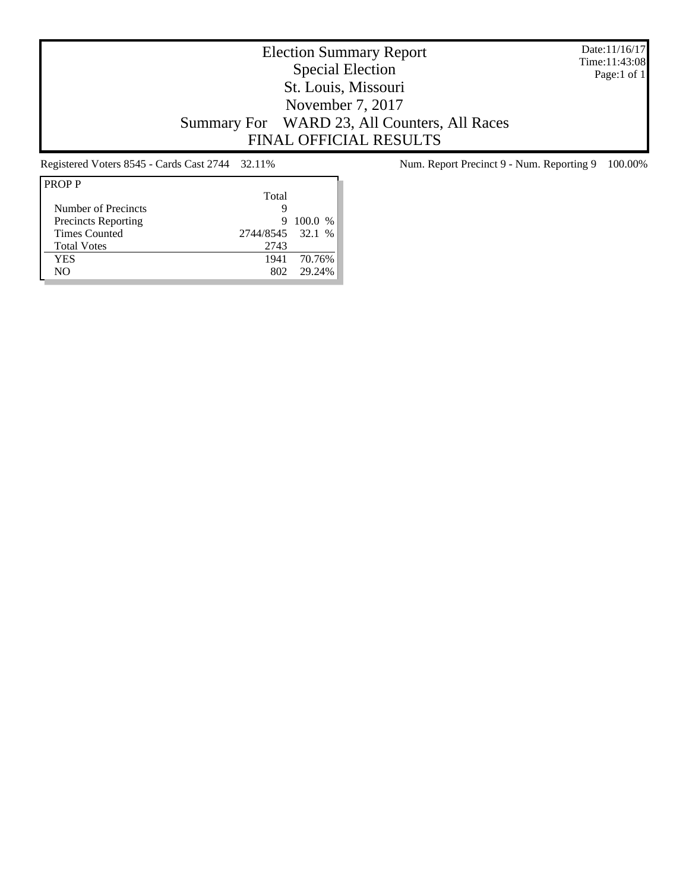# Election Summary Report
## Special Election
## St. Louis, Missouri
## November 7, 2017
## Summary For WARD 23, All Counters, All Races
## FINAL OFFICIAL RESULTS

Date:11/16/17
Time:11:43:08

Registered Voters 8545 - Cards Cast 2744 32.11%

Num. Report Precinct 9 - Num. Reporting 9 100.00%

| PROP P | Total | |
|---|---|---|
| Number of Precincts | 9 | |
| Precincts Reporting | 9 | 100.0 % |
| Times Counted | 2744/8545 | 32.1 % |
| Total Votes | 2743 | |
| YES | 1941 | 70.76% |
| NO | 802 | 29.24% |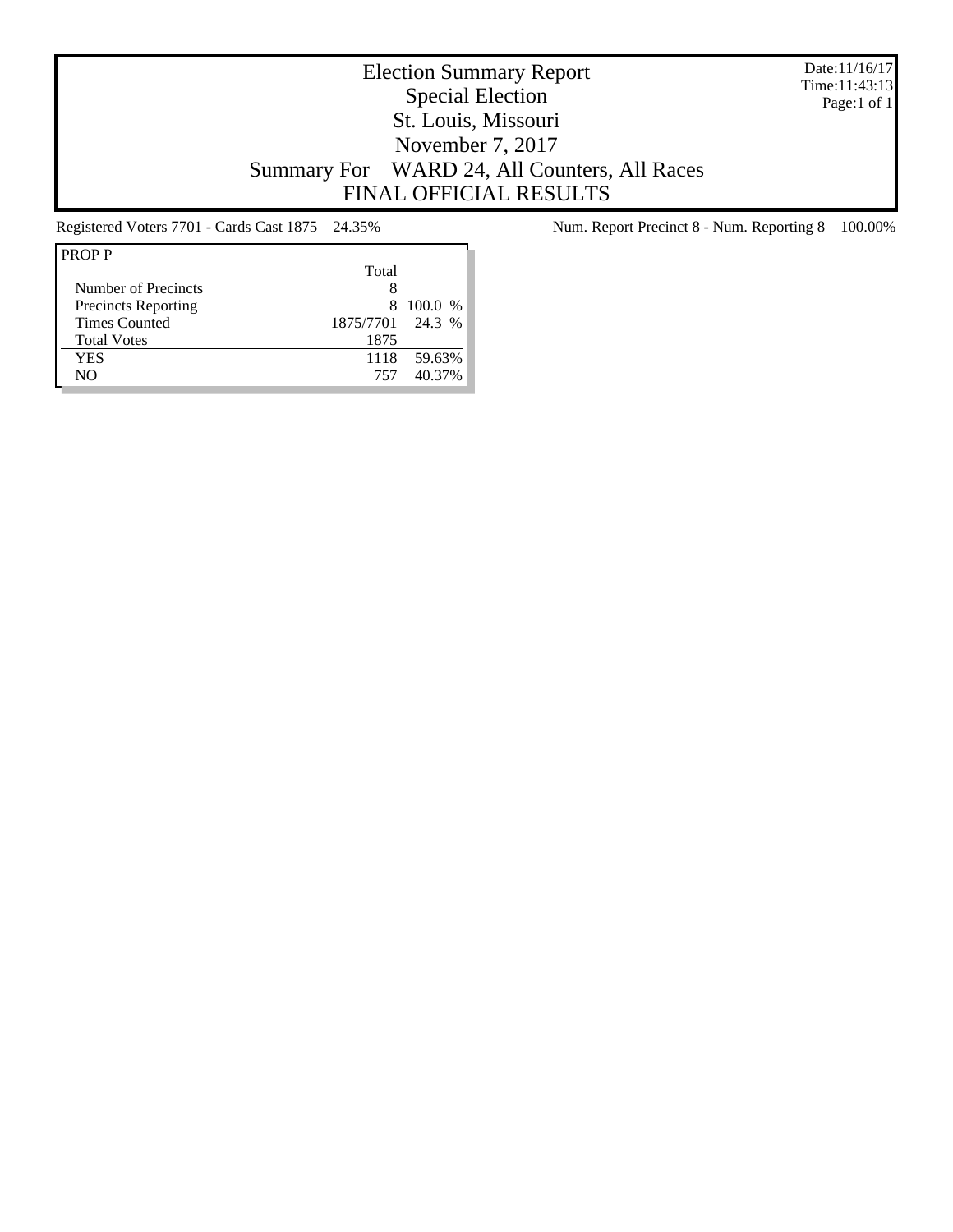# Election Summary Report
## Special Election
## St. Louis, Missouri
## November 7, 2017
## Summary For WARD 24, All Counters, All Races
## FINAL OFFICIAL RESULTS

Date:11/16/17
Time:11:43:13

Registered Voters 7701 - Cards Cast 1875 24.35%

Num. Report Precinct 8 - Num. Reporting 8 100.00%

| PROP P | Total | |
|---|---|---|
| Number of Precincts | 8 | |
| Precincts Reporting | 8 | 100.0 % |
| Times Counted | 1875/7701 | 24.3 % |
| Total Votes | 1875 | |
| YES | 1118 | 59.63% |
| NO | 757 | 40.37% |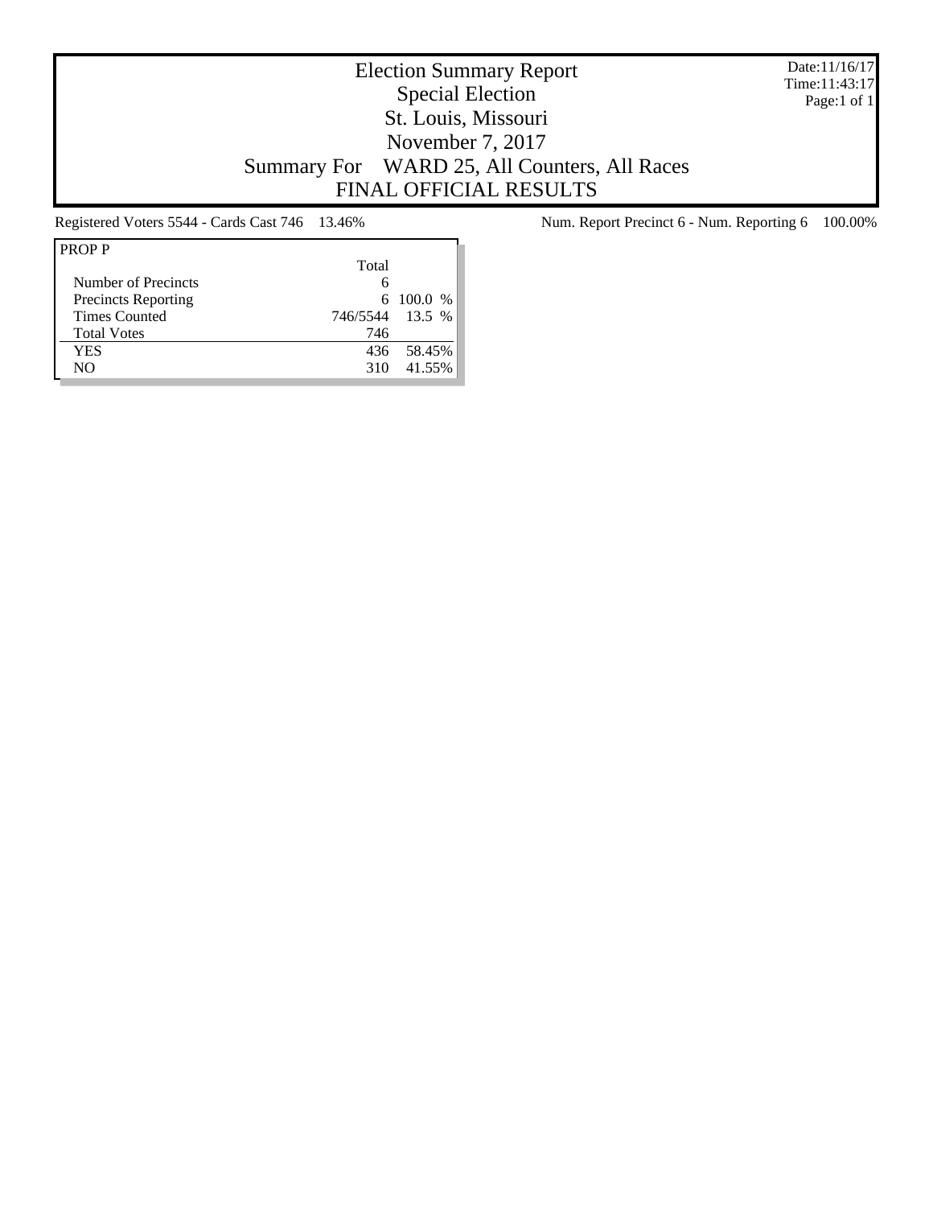# Election Summary Report
## Special Election
## St. Louis, Missouri
## November 7, 2017
## Summary For WARD 25, All Counters, All Races
## FINAL OFFICIAL RESULTS

Date:11/16/17
Time:11:43:17
Page:1 of 1

Registered Voters 5544 - Cards Cast 746 13.46%

Num. Report Precinct 6 - Num. Reporting 6 100.00%

| PROP P | Total | |
|---|---|---|
| Number of Precincts | 6 | |
| Precincts Reporting | 6 | 100.0 % |
| Times Counted | 746/5544 | 13.5 % |
| Total Votes | 746 | |
| YES | 436 | 58.45% |
| NO | 310 | 41.55% |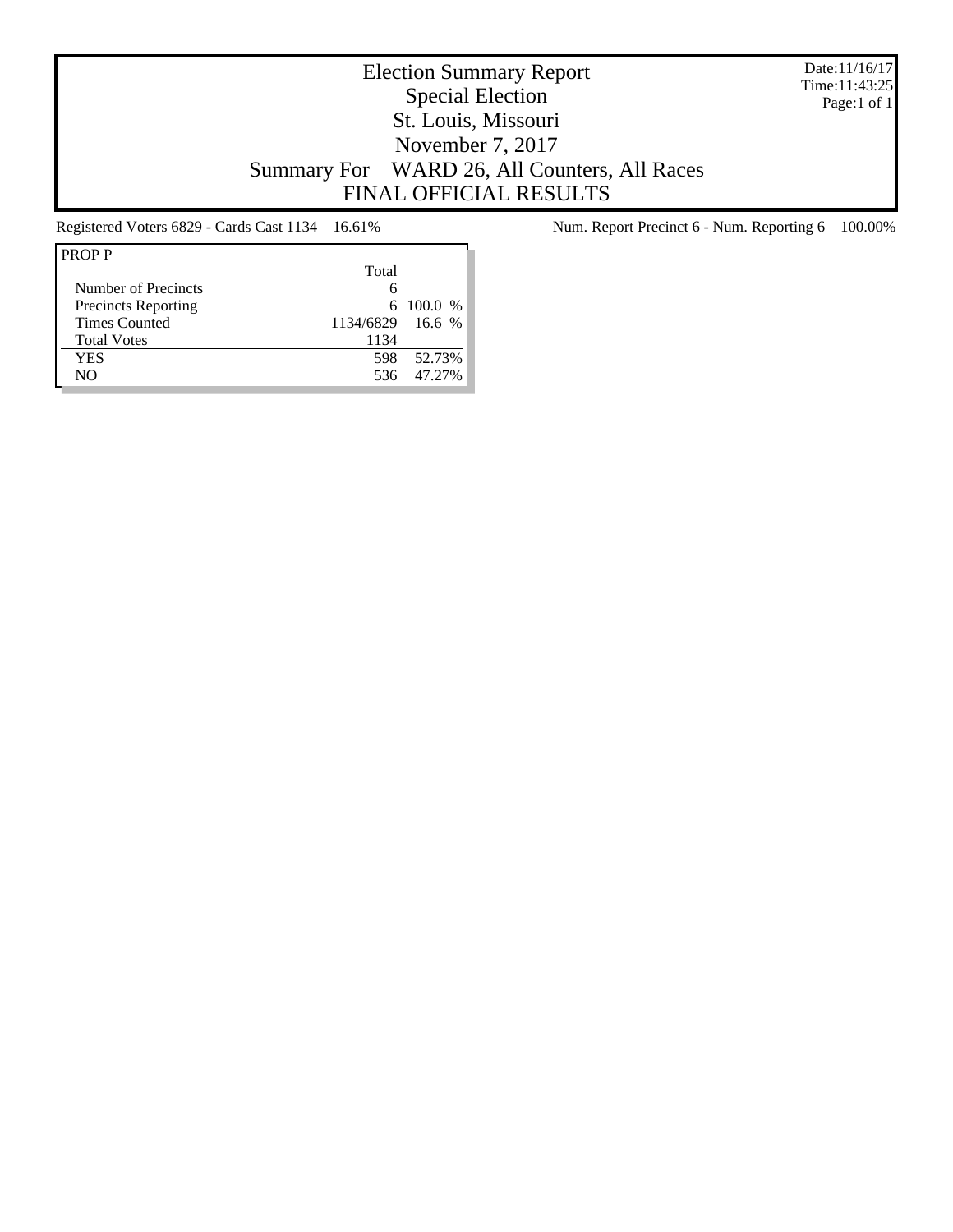# Election Summary Report
## Special Election
## St. Louis, Missouri
## November 7, 2017
## Summary For WARD 26, All Counters, All Races
## FINAL OFFICIAL RESULTS

Date:11/16/17
Time:11:43:25
Page:1 of 1

Registered Voters 6829 - Cards Cast 1134 16.61%

Num. Report Precinct 6 - Num. Reporting 6 100.00%

| PROP P | Total | |
|---|---|---|
| Number of Precincts | 6 | |
| Precincts Reporting | 6 | 100.0 % |
| Times Counted | 1134/6829 | 16.6 % |
| Total Votes | 1134 | |
| YES | 598 | 52.73% |
| NO | 536 | 47.27% |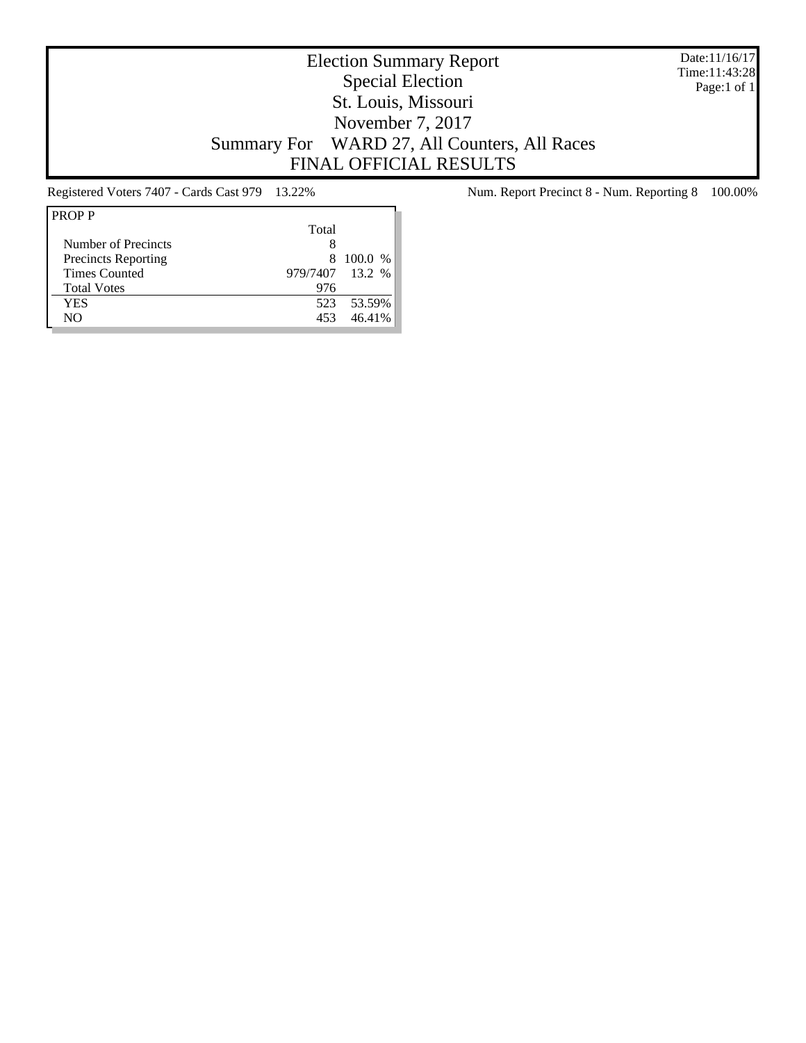# Election Summary Report
## Special Election
## St. Louis, Missouri
## November 7, 2017
## Summary For WARD 27, All Counters, All Races
## FINAL OFFICIAL RESULTS

Date:11/16/17
Time:11:43:28

Registered Voters 7407 - Cards Cast 979 13.22%

Num. Report Precinct 8 - Num. Reporting 8 100.00%

| PROP P | Total | |
|---|---|---|
| Number of Precincts | 8 | |
| Precincts Reporting | 8 | 100.0 % |
| Times Counted | 979/7407 | 13.2 % |
| Total Votes | 976 | |
| YES | 523 | 53.59% |
| NO | 453 | 46.41% |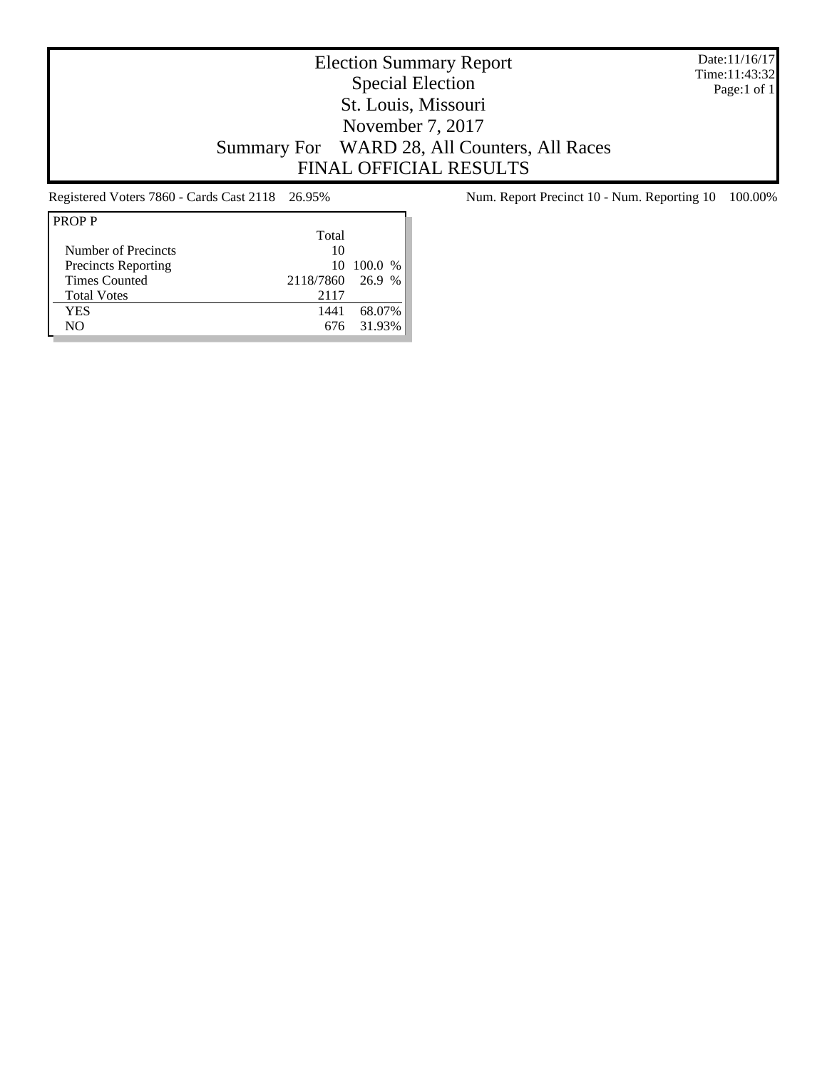# Election Summary Report
## Special Election
## St. Louis, Missouri
## November 7, 2017
## Summary For WARD 28, All Counters, All Races
## FINAL OFFICIAL RESULTS

Date:11/16/17
Time:11:43:32

Registered Voters 7860 - Cards Cast 2118 26.95%

Num. Report Precinct 10 - Num. Reporting 10 100.00%

| PROP P | Total | |
|---|---|---|
| Number of Precincts | 10 | |
| Precincts Reporting | 10 | 100.0 % |
| Times Counted | 2118/7860 | 26.9 % |
| Total Votes | 2117 | |
| YES | 1441 | 68.07% |
| NO | 676 | 31.93% |